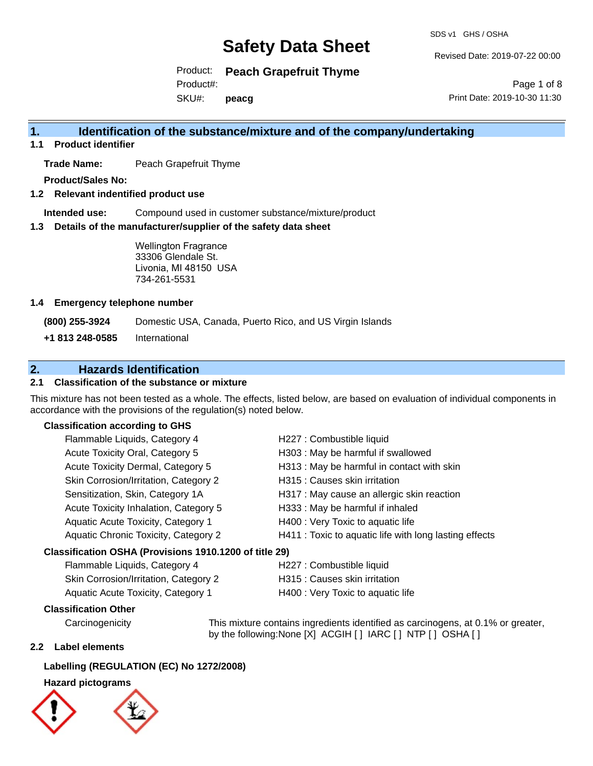# Safety Data Sheet

SDS v1 GHS / OSHA

Revised Date: 2019-07-22 00:00

Product: **Peach Grapefruit Thyme**

Product#:

SKU#: **peacg**

Print Date: 2019-10-30 11:30

## 1. Identification of the substance/mixture and of the company/undertaking

### 1.1 Product identifier

**Trade Name:** Peach Grapefruit Thyme

**Product/Sales No:**

### 1.2 Relevant indentified product use

**Intended use:** Compound used in customer substance/mixture/product

### 1.3 Details of the manufacturer/supplier of the safety data sheet

Wellington Fragrance
33306 Glendale St.
Livonia, MI 48150 USA
734-261-5531

### 1.4 Emergency telephone number

**(800) 255-3924** Domestic USA, Canada, Puerto Rico, and US Virgin Islands

**+1 813 248-0585** International

## 2. Hazards Identification

### 2.1 Classification of the substance or mixture

This mixture has not been tested as a whole. The effects, listed below, are based on evaluation of individual components in accordance with the provisions of the regulation(s) noted below.

**Classification according to GHS**

| Classification | Hazard Statement |
|---|---|
| Flammable Liquids, Category 4 | H227 : Combustible liquid |
| Acute Toxicity Oral, Category 5 | H303 : May be harmful if swallowed |
| Acute Toxicity Dermal, Category 5 | H313 : May be harmful in contact with skin |
| Skin Corrosion/Irritation, Category 2 | H315 : Causes skin irritation |
| Sensitization, Skin, Category 1A | H317 : May cause an allergic skin reaction |
| Acute Toxicity Inhalation, Category 5 | H333 : May be harmful if inhaled |
| Aquatic Acute Toxicity, Category 1 | H400 : Very Toxic to aquatic life |
| Aquatic Chronic Toxicity, Category 2 | H411 : Toxic to aquatic life with long lasting effects |

**Classification OSHA (Provisions 1910.1200 of title 29)**

| Classification | Hazard Statement |
|---|---|
| Flammable Liquids, Category 4 | H227 : Combustible liquid |
| Skin Corrosion/Irritation, Category 2 | H315 : Causes skin irritation |
| Aquatic Acute Toxicity, Category 1 | H400 : Very Toxic to aquatic life |

**Classification Other**

Carcinogenicity: This mixture contains ingredients identified as carcinogens, at 0.1% or greater, by the following:None [X] ACGIH [ ] IARC [ ] NTP [ ] OSHA [ ]

### 2.2 Label elements

**Labelling (REGULATION (EC) No 1272/2008)**

**Hazard pictograms**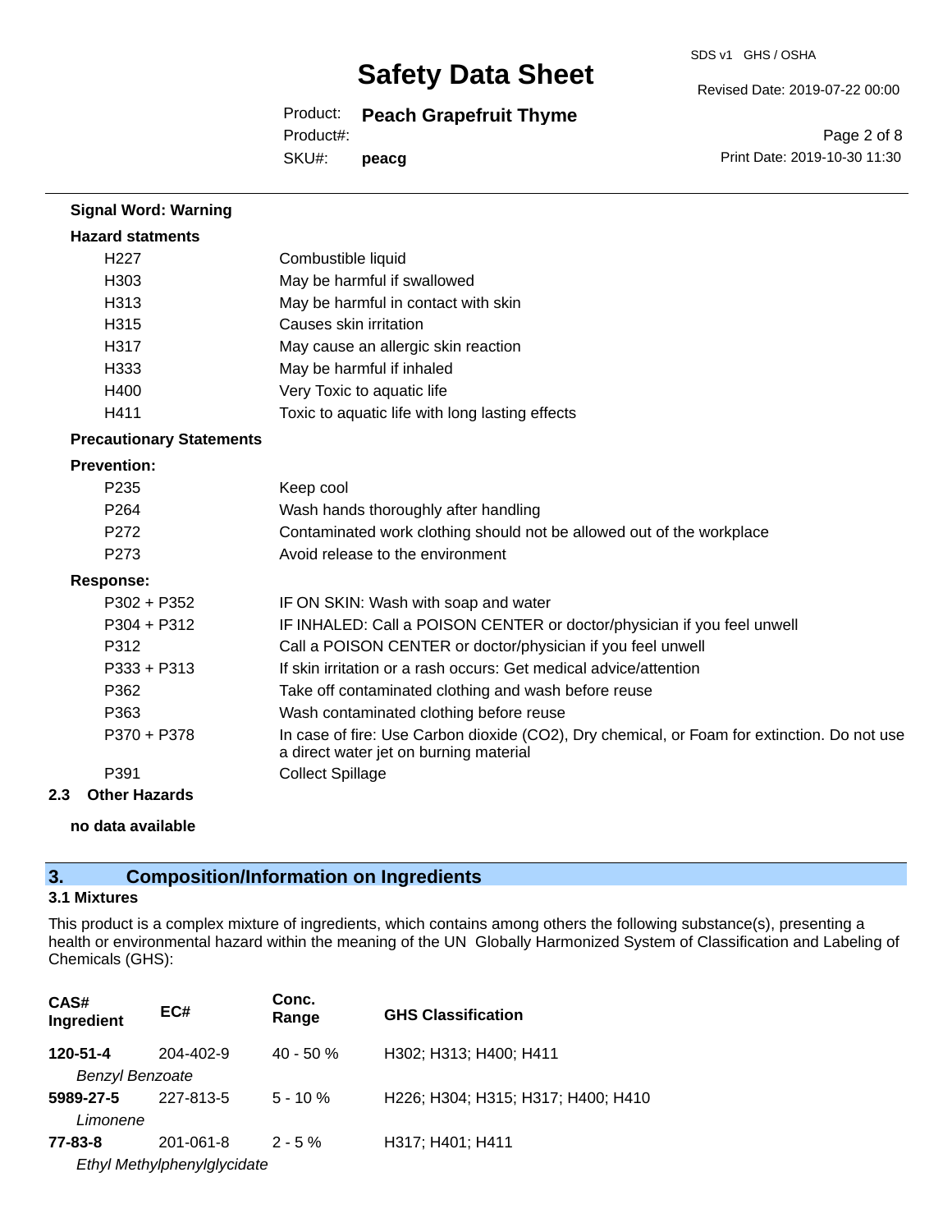**Signal Word: Warning**

**Hazard statments**

| | |
|---|---|
| H227 | Combustible liquid |
| H303 | May be harmful if swallowed |
| H313 | May be harmful in contact with skin |
| H315 | Causes skin irritation |
| H317 | May cause an allergic skin reaction |
| H333 | May be harmful if inhaled |
| H400 | Very Toxic to aquatic life |
| H411 | Toxic to aquatic life with long lasting effects |

**Precautionary Statements**

**Prevention:**

| | |
|---|---|
| P235 | Keep cool |
| P264 | Wash hands thoroughly after handling |
| P272 | Contaminated work clothing should not be allowed out of the workplace |
| P273 | Avoid release to the environment |

**Response:**

| | |
|---|---|
| P302 + P352 | IF ON SKIN: Wash with soap and water |
| P304 + P312 | IF INHALED: Call a POISON CENTER or doctor/physician if you feel unwell |
| P312 | Call a POISON CENTER or doctor/physician if you feel unwell |
| P333 + P313 | If skin irritation or a rash occurs: Get medical advice/attention |
| P362 | Take off contaminated clothing and wash before reuse |
| P363 | Wash contaminated clothing before reuse |
| P370 + P378 | In case of fire: Use Carbon dioxide (CO2), Dry chemical, or Foam for extinction. Do not use a direct water jet on burning material |
| P391 | Collect Spillage |

**2.3 Other Hazards**

**no data available**

## 3. Composition/Information on Ingredients

### 3.1 Mixtures

This product is a complex mixture of ingredients, which contains among others the following substance(s), presenting a health or environmental hazard within the meaning of the UN Globally Harmonized System of Classification and Labeling of Chemicals (GHS):

| CAS# Ingredient | EC# | Conc. Range | GHS Classification |
|---|---|---|---|
| **120-51-4** *Benzyl Benzoate* | 204-402-9 | 40 - 50 % | H302; H313; H400; H411 |
| **5989-27-5** *Limonene* | 227-813-5 | 5 - 10 % | H226; H304; H315; H317; H400; H410 |
| **77-83-8** *Ethyl Methylphenylglycidate* | 201-061-8 | 2 - 5 % | H317; H401; H411 |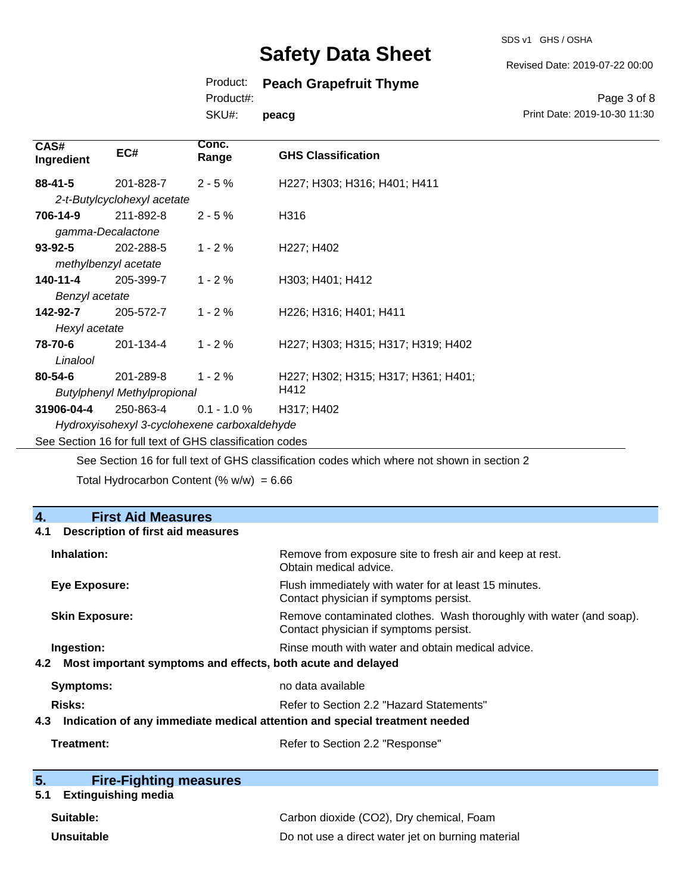| CAS# Ingredient | EC# | Conc. Range | GHS Classification |
|---|---|---|---|
| **88-41-5** *2-t-Butylcyclohexyl acetate* | 201-828-7 | 2 - 5 % | H227; H303; H316; H401; H411 |
| **706-14-9** *gamma-Decalactone* | 211-892-8 | 2 - 5 % | H316 |
| **93-92-5** *methylbenzyl acetate* | 202-288-5 | 1 - 2 % | H227; H402 |
| **140-11-4** *Benzyl acetate* | 205-399-7 | 1 - 2 % | H303; H401; H412 |
| **142-92-7** *Hexyl acetate* | 205-572-7 | 1 - 2 % | H226; H316; H401; H411 |
| **78-70-6** *Linalool* | 201-134-4 | 1 - 2 % | H227; H303; H315; H317; H319; H402 |
| **80-54-6** *Butylphenyl Methylpropional* | 201-289-8 | 1 - 2 % | H227; H302; H315; H317; H361; H401; H412 |
| **31906-04-4** *Hydroxyisohexyl 3-cyclohexene carboxaldehyde* | 250-863-4 | 0.1 - 1.0 % | H317; H402 |

See Section 16 for full text of GHS classification codes

See Section 16 for full text of GHS classification codes which where not shown in section 2

Total Hydrocarbon Content (% w/w) = 6.66

## 4. First Aid Measures

### 4.1 Description of first aid measures

**Inhalation:** Remove from exposure site to fresh air and keep at rest. Obtain medical advice.

**Eye Exposure:** Flush immediately with water for at least 15 minutes. Contact physician if symptoms persist.

**Skin Exposure:** Remove contaminated clothes. Wash thoroughly with water (and soap). Contact physician if symptoms persist.

**Ingestion:** Rinse mouth with water and obtain medical advice.

### 4.2 Most important symptoms and effects, both acute and delayed

**Symptoms:** no data available

**Risks:** Refer to Section 2.2 "Hazard Statements"

### 4.3 Indication of any immediate medical attention and special treatment needed

**Treatment:** Refer to Section 2.2 "Response"

## 5. Fire-Fighting measures

### 5.1 Extinguishing media

**Suitable:** Carbon dioxide ($CO_2$), Dry chemical, Foam

**Unsuitable** Do not use a direct water jet on burning material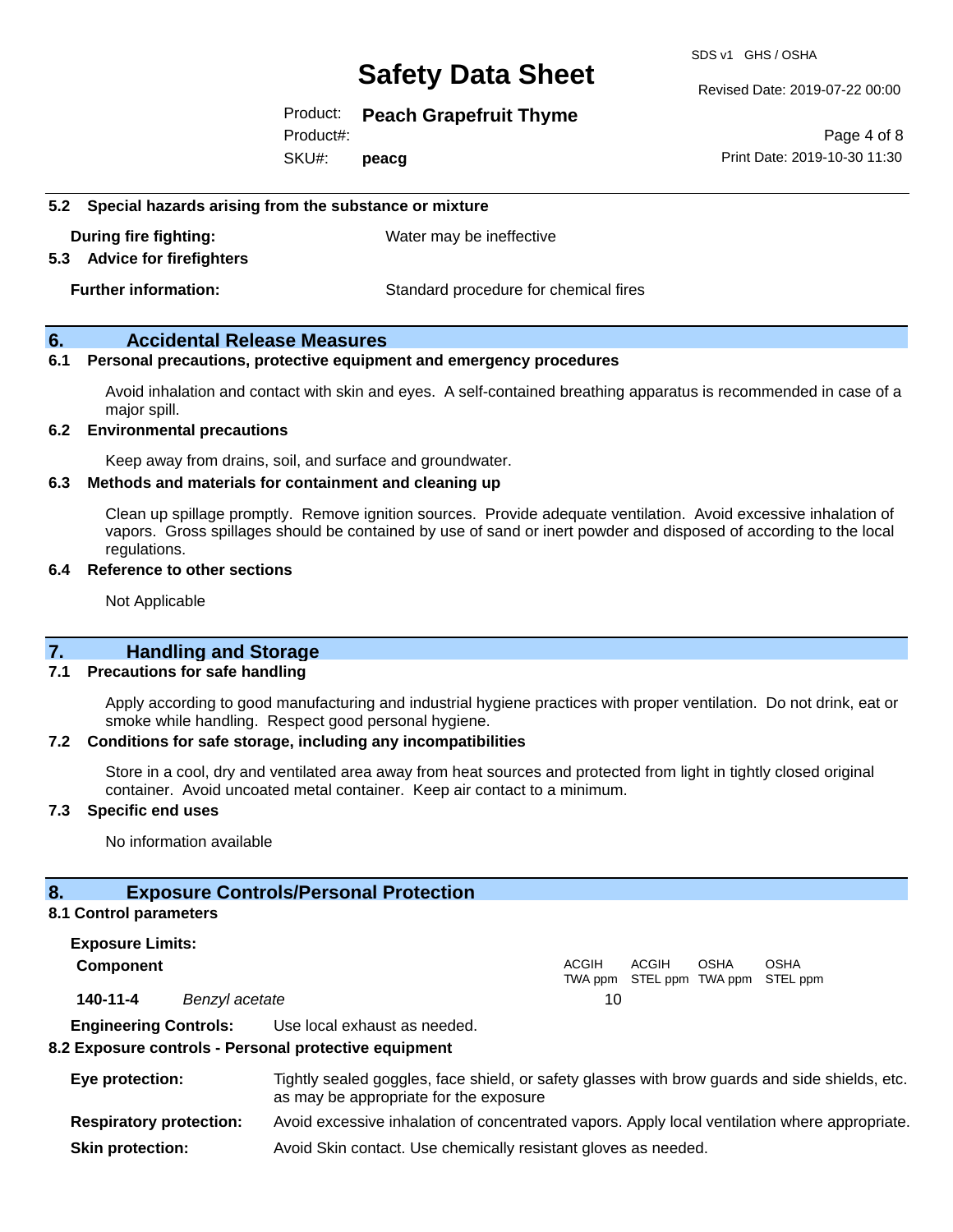### 5.2 Special hazards arising from the substance or mixture

**During fire fighting:** Water may be ineffective

### 5.3 Advice for firefighters

**Further information:** Standard procedure for chemical fires

## 6. Accidental Release Measures

### 6.1 Personal precautions, protective equipment and emergency procedures

Avoid inhalation and contact with skin and eyes. A self-contained breathing apparatus is recommended in case of a major spill.

### 6.2 Environmental precautions

Keep away from drains, soil, and surface and groundwater.

### 6.3 Methods and materials for containment and cleaning up

Clean up spillage promptly. Remove ignition sources. Provide adequate ventilation. Avoid excessive inhalation of vapors. Gross spillages should be contained by use of sand or inert powder and disposed of according to the local regulations.

### 6.4 Reference to other sections

Not Applicable

## 7. Handling and Storage

### 7.1 Precautions for safe handling

Apply according to good manufacturing and industrial hygiene practices with proper ventilation. Do not drink, eat or smoke while handling. Respect good personal hygiene.

### 7.2 Conditions for safe storage, including any incompatibilities

Store in a cool, dry and ventilated area away from heat sources and protected from light in tightly closed original container. Avoid uncoated metal container. Keep air contact to a minimum.

### 7.3 Specific end uses

No information available

## 8. Exposure Controls/Personal Protection

### 8.1 Control parameters

**Exposure Limits:**

| Component | | ACGIH TWA ppm | ACGIH STEL ppm | OSHA TWA ppm | OSHA STEL ppm |
|---|---|---|---|---|---|
| **140-11-4** | *Benzyl acetate* | 10 | | | |

**Engineering Controls:** Use local exhaust as needed.

### 8.2 Exposure controls - Personal protective equipment

**Eye protection:** Tightly sealed goggles, face shield, or safety glasses with brow guards and side shields, etc. as may be appropriate for the exposure

**Respiratory protection:** Avoid excessive inhalation of concentrated vapors. Apply local ventilation where appropriate.

**Skin protection:** Avoid Skin contact. Use chemically resistant gloves as needed.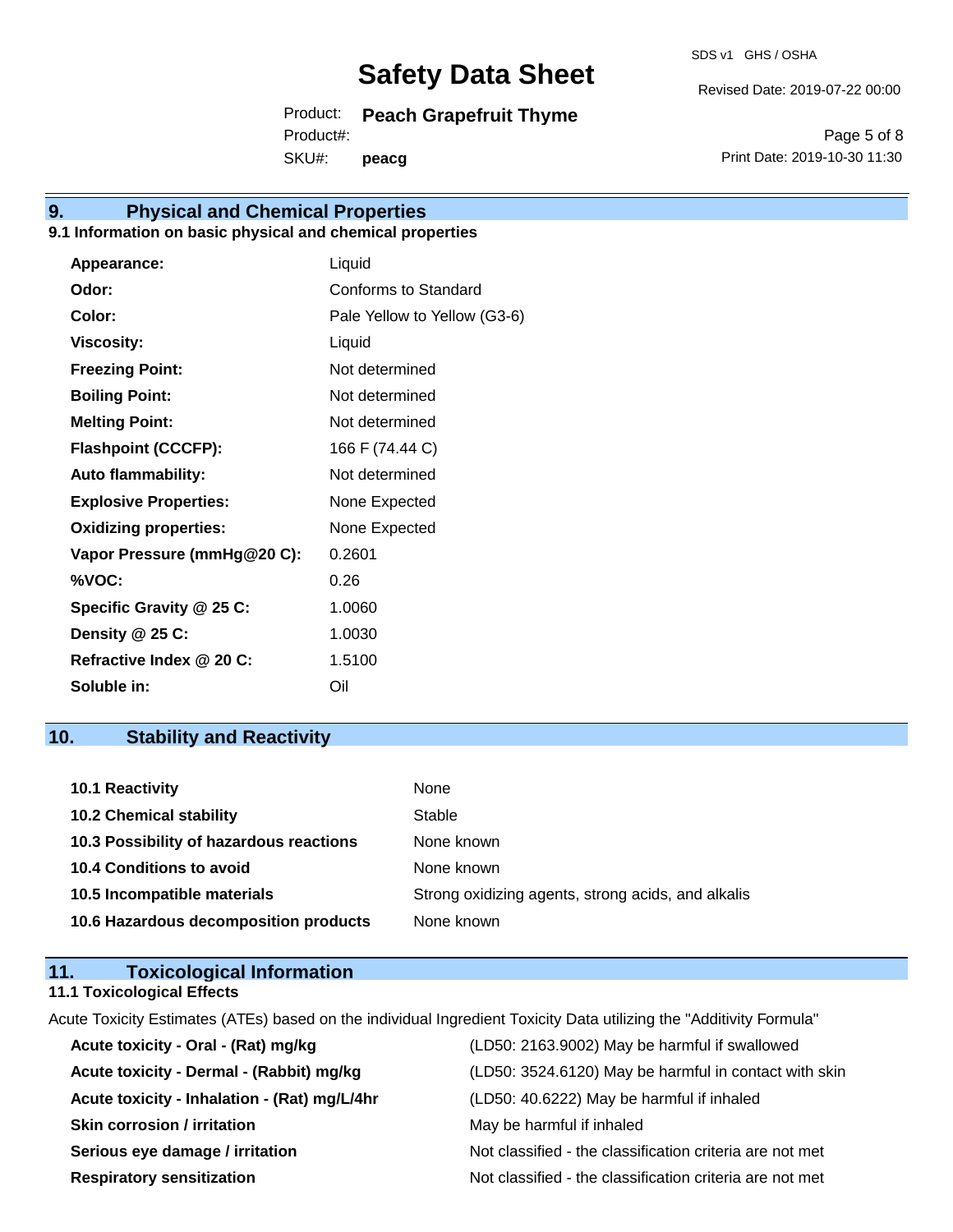## 9. Physical and Chemical Properties

### 9.1 Information on basic physical and chemical properties

| | |
|---|---|
| **Appearance:** | Liquid |
| **Odor:** | Conforms to Standard |
| **Color:** | Pale Yellow to Yellow (G3-6) |
| **Viscosity:** | Liquid |
| **Freezing Point:** | Not determined |
| **Boiling Point:** | Not determined |
| **Melting Point:** | Not determined |
| **Flashpoint (CCCFP):** | 166 F (74.44 C) |
| **Auto flammability:** | Not determined |
| **Explosive Properties:** | None Expected |
| **Oxidizing properties:** | None Expected |
| **Vapor Pressure (mmHg@20 C):** | 0.2601 |
| **%VOC:** | 0.26 |
| **Specific Gravity @ 25 C:** | 1.0060 |
| **Density @ 25 C:** | 1.0030 |
| **Refractive Index @ 20 C:** | 1.5100 |
| **Soluble in:** | Oil |

## 10. Stability and Reactivity

| | |
|---|---|
| **10.1 Reactivity** | None |
| **10.2 Chemical stability** | Stable |
| **10.3 Possibility of hazardous reactions** | None known |
| **10.4 Conditions to avoid** | None known |
| **10.5 Incompatible materials** | Strong oxidizing agents, strong acids, and alkalis |
| **10.6 Hazardous decomposition products** | None known |

## 11. Toxicological Information

### 11.1 Toxicological Effects

Acute Toxicity Estimates (ATEs) based on the individual Ingredient Toxicity Data utilizing the "Additivity Formula"

| | |
|---|---|
| **Acute toxicity - Oral - (Rat) mg/kg** | (LD50: 2163.9002) May be harmful if swallowed |
| **Acute toxicity - Dermal - (Rabbit) mg/kg** | (LD50: 3524.6120) May be harmful in contact with skin |
| **Acute toxicity - Inhalation - (Rat) mg/L/4hr** | (LD50: 40.6222) May be harmful if inhaled |
| **Skin corrosion / irritation** | May be harmful if inhaled |
| **Serious eye damage / irritation** | Not classified - the classification criteria are not met |
| **Respiratory sensitization** | Not classified - the classification criteria are not met |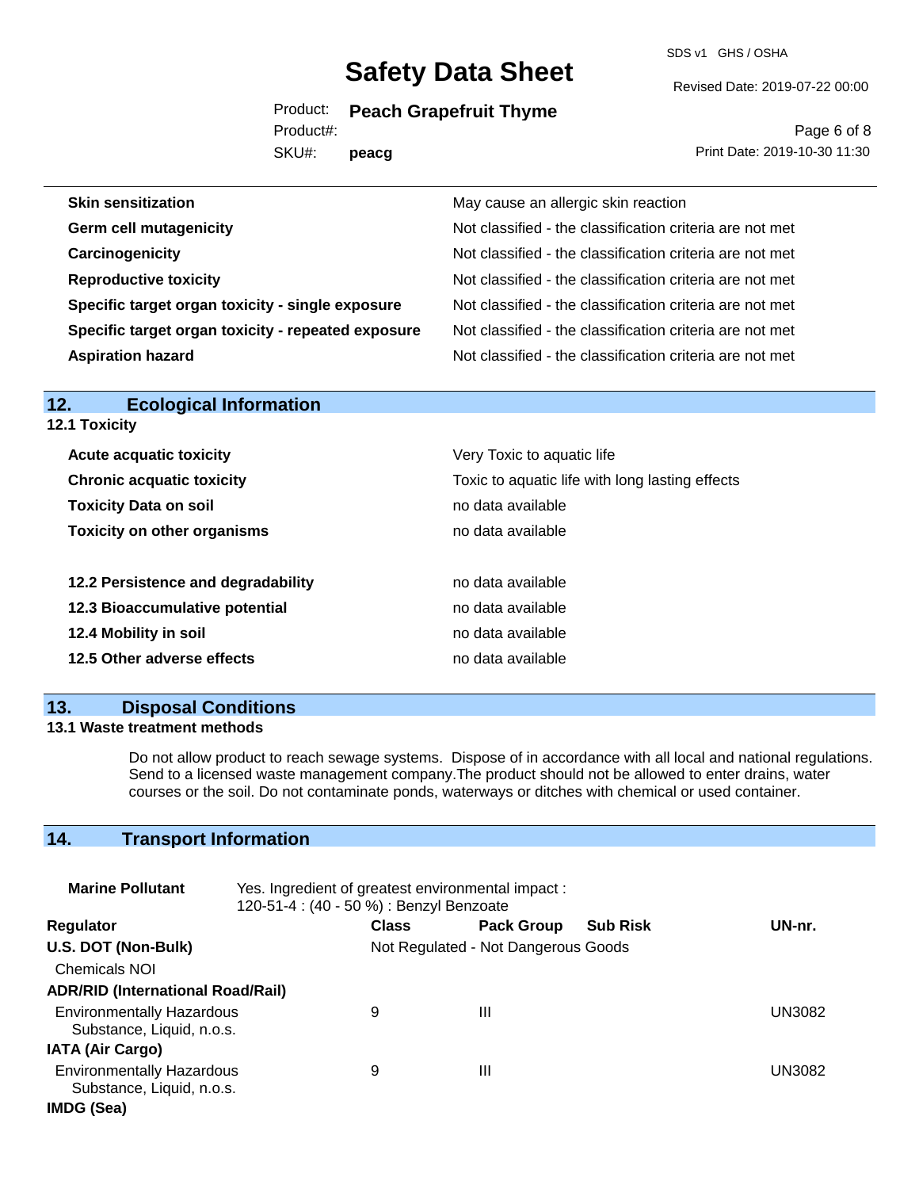| | |
|---|---|
| **Skin sensitization** | May cause an allergic skin reaction |
| **Germ cell mutagenicity** | Not classified - the classification criteria are not met |
| **Carcinogenicity** | Not classified - the classification criteria are not met |
| **Reproductive toxicity** | Not classified - the classification criteria are not met |
| **Specific target organ toxicity - single exposure** | Not classified - the classification criteria are not met |
| **Specific target organ toxicity - repeated exposure** | Not classified - the classification criteria are not met |
| **Aspiration hazard** | Not classified - the classification criteria are not met |

## 12. Ecological Information

### 12.1 Toxicity

| | |
|---|---|
| **Acute acquatic toxicity** | Very Toxic to aquatic life |
| **Chronic acquatic toxicity** | Toxic to aquatic life with long lasting effects |
| **Toxicity Data on soil** | no data available |
| **Toxicity on other organisms** | no data available |

| | |
|---|---|
| **12.2 Persistence and degradability** | no data available |
| **12.3 Bioaccumulative potential** | no data available |
| **12.4 Mobility in soil** | no data available |
| **12.5 Other adverse effects** | no data available |

## 13. Disposal Conditions

### 13.1 Waste treatment methods

Do not allow product to reach sewage systems. Dispose of in accordance with all local and national regulations. Send to a licensed waste management company.The product should not be allowed to enter drains, water courses or the soil. Do not contaminate ponds, waterways or ditches with chemical or used container.

## 14. Transport Information

**Marine Pollutant** Yes. Ingredient of greatest environmental impact : 120-51-4 : (40 - 50 %) : Benzyl Benzoate

| Regulator | Class | Pack Group | Sub Risk | UN-nr. |
|---|---|---|---|---|
| **U.S. DOT (Non-Bulk)** | Not Regulated - Not Dangerous Goods | | | |
| Chemicals NOI | | | | |
| **ADR/RID (International Road/Rail)** | | | | |
| Environmentally Hazardous Substance, Liquid, n.o.s. | 9 | III | | UN3082 |
| **IATA (Air Cargo)** | | | | |
| Environmentally Hazardous Substance, Liquid, n.o.s. | 9 | III | | UN3082 |
| **IMDG (Sea)** | | | | |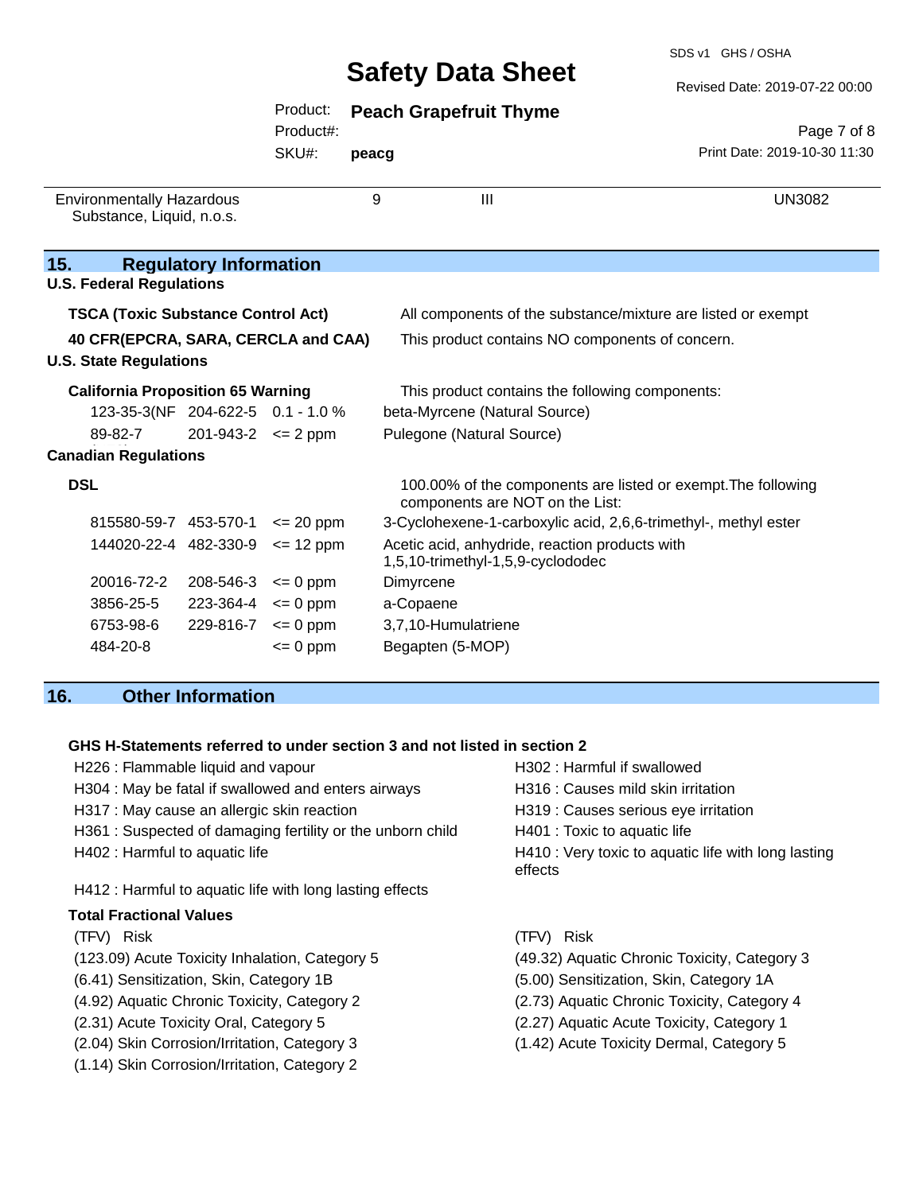| Environmentally Hazardous Substance, Liquid, n.o.s. | 9 | III | UN3082 |
|---|---|---|---|

## 15. Regulatory Information

**U.S. Federal Regulations**

**TSCA (Toxic Substance Control Act)** — All components of the substance/mixture are listed or exempt

**40 CFR(EPCRA, SARA, CERCLA and CAA)** — This product contains NO components of concern.

**U.S. State Regulations**

**California Proposition 65 Warning** — This product contains the following components:

| | | | |
|---|---|---|---|
| 123-35-3(NF | 204-622-5 | 0.1 - 1.0 % | beta-Myrcene (Natural Source) |
| 89-82-7 | 201-943-2 | <= 2 ppm | Pulegone (Natural Source) |

**Canadian Regulations**

**DSL** — 100.00% of the components are listed or exempt.The following components are NOT on the List:

| | | | |
|---|---|---|---|
| 815580-59-7 | 453-570-1 | <= 20 ppm | 3-Cyclohexene-1-carboxylic acid, 2,6,6-trimethyl-, methyl ester |
| 144020-22-4 | 482-330-9 | <= 12 ppm | Acetic acid, anhydride, reaction products with 1,5,10-trimethyl-1,5,9-cyclododec |
| 20016-72-2 | 208-546-3 | <= 0 ppm | Dimyrcene |
| 3856-25-5 | 223-364-4 | <= 0 ppm | a-Copaene |
| 6753-98-6 | 229-816-7 | <= 0 ppm | 3,7,10-Humulatriene |
| 484-20-8 | | <= 0 ppm | Begapten (5-MOP) |

## 16. Other Information

**GHS H-Statements referred to under section 3 and not listed in section 2**

H226 : Flammable liquid and vapour
H304 : May be fatal if swallowed and enters airways
H317 : May cause an allergic skin reaction
H361 : Suspected of damaging fertility or the unborn child
H402 : Harmful to aquatic life
H302 : Harmful if swallowed
H316 : Causes mild skin irritation
H319 : Causes serious eye irritation
H401 : Toxic to aquatic life
H410 : Very toxic to aquatic life with long lasting effects
H412 : Harmful to aquatic life with long lasting effects

**Total Fractional Values**

(TFV) Risk
(123.09) Acute Toxicity Inhalation, Category 5
(6.41) Sensitization, Skin, Category 1B
(4.92) Aquatic Chronic Toxicity, Category 2
(2.31) Acute Toxicity Oral, Category 5
(2.04) Skin Corrosion/Irritation, Category 3
(1.14) Skin Corrosion/Irritation, Category 2

(TFV) Risk
(49.32) Aquatic Chronic Toxicity, Category 3
(5.00) Sensitization, Skin, Category 1A
(2.73) Aquatic Chronic Toxicity, Category 4
(2.27) Aquatic Acute Toxicity, Category 1
(1.42) Acute Toxicity Dermal, Category 5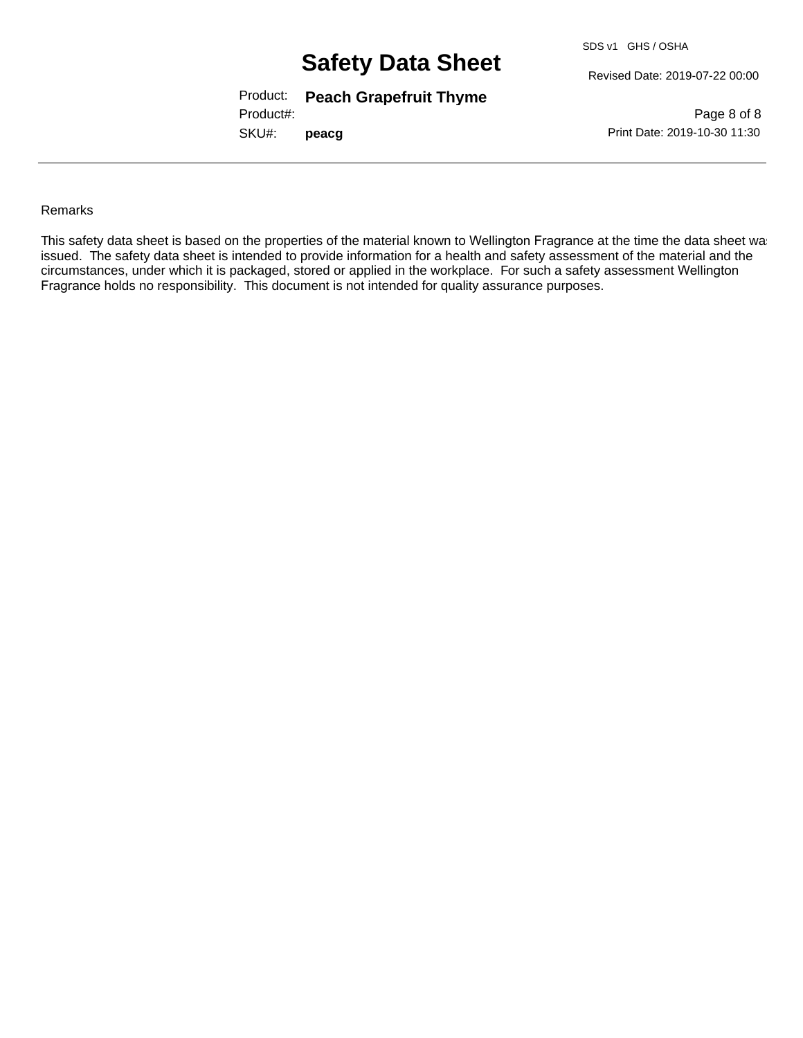Remarks

This safety data sheet is based on the properties of the material known to Wellington Fragrance at the time the data sheet was issued. The safety data sheet is intended to provide information for a health and safety assessment of the material and the circumstances, under which it is packaged, stored or applied in the workplace. For such a safety assessment Wellington Fragrance holds no responsibility. This document is not intended for quality assurance purposes.